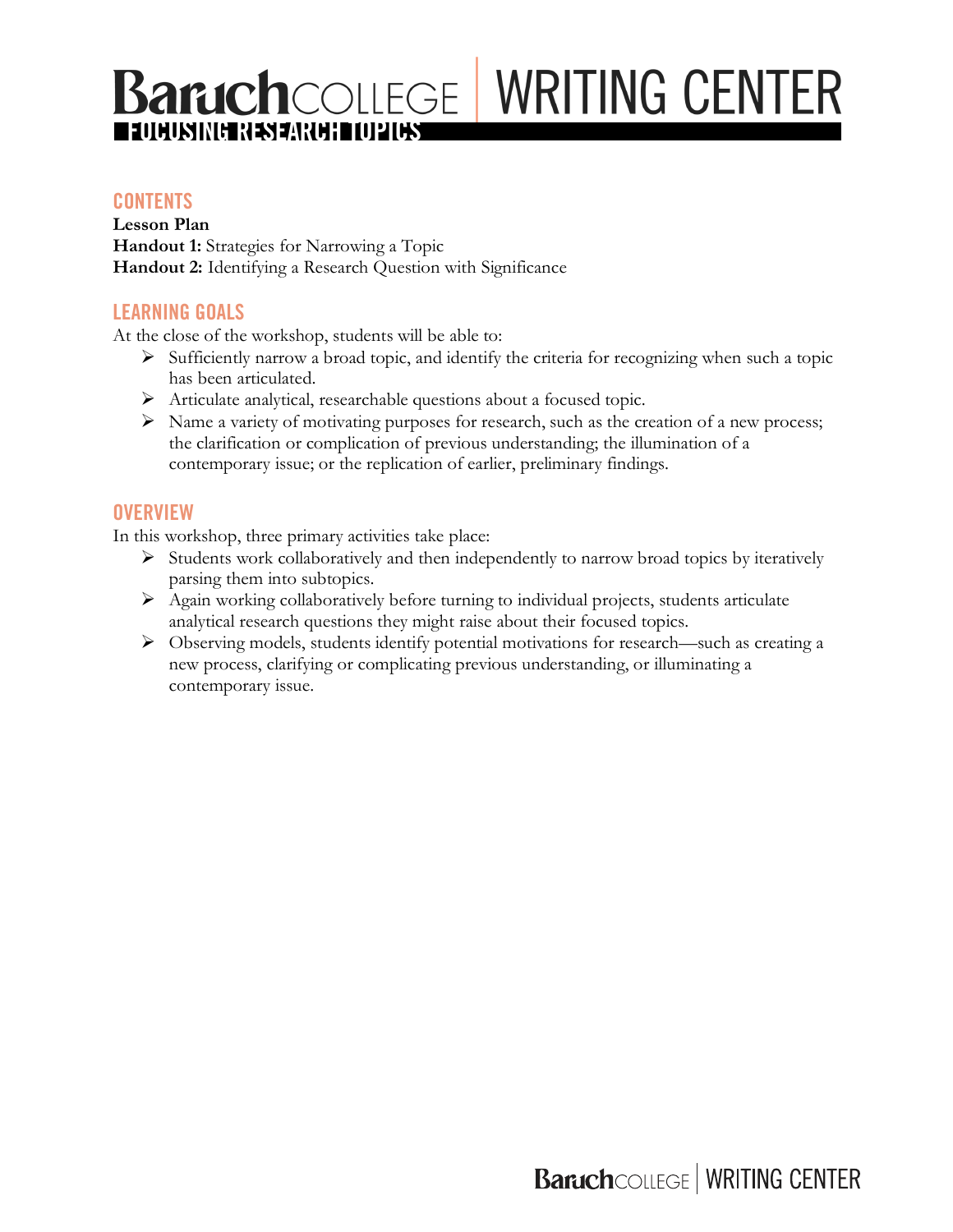# FOCUSING RESEARCH TOPICS

## CONTENTS

**Lesson Plan**
**Handout 1:** Strategies for Narrowing a Topic
**Handout 2:** Identifying a Research Question with Significance

## LEARNING GOALS

At the close of the workshop, students will be able to:

- Sufficiently narrow a broad topic, and identify the criteria for recognizing when such a topic has been articulated.
- Articulate analytical, researchable questions about a focused topic.
- Name a variety of motivating purposes for research, such as the creation of a new process; the clarification or complication of previous understanding; the illumination of a contemporary issue; or the replication of earlier, preliminary findings.

## OVERVIEW

In this workshop, three primary activities take place:

- Students work collaboratively and then independently to narrow broad topics by iteratively parsing them into subtopics.
- Again working collaboratively before turning to individual projects, students articulate analytical research questions they might raise about their focused topics.
- Observing models, students identify potential motivations for research—such as creating a new process, clarifying or complicating previous understanding, or illuminating a contemporary issue.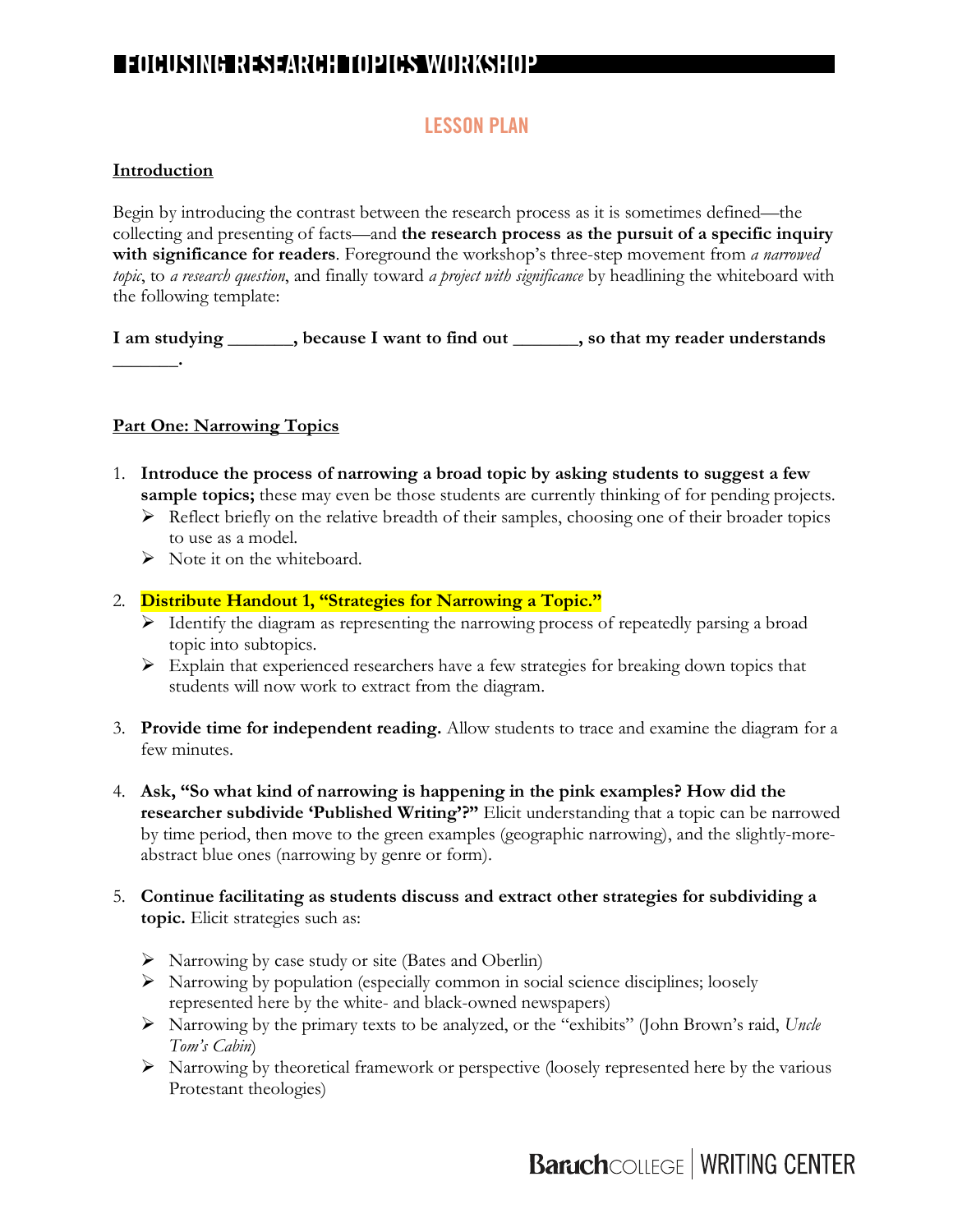# FOCUSING RESEARCH TOPICS WORKSHOP

## LESSON PLAN

**Introduction**

Begin by introducing the contrast between the research process as it is sometimes defined—the collecting and presenting of facts—and **the research process as the pursuit of a specific inquiry with significance for readers**. Foreground the workshop's three-step movement from *a narrowed topic*, to *a research question*, and finally toward *a project with significance* by headlining the whiteboard with the following template:

**I am studying _______, because I want to find out _______, so that my reader understands _______.**

**Part One: Narrowing Topics**

1. **Introduce the process of narrowing a broad topic by asking students to suggest a few sample topics;** these may even be those students are currently thinking of for pending projects.
   - Reflect briefly on the relative breadth of their samples, choosing one of their broader topics to use as a model.
   - Note it on the whiteboard.
2. **Distribute Handout 1, "Strategies for Narrowing a Topic."**
   - Identify the diagram as representing the narrowing process of repeatedly parsing a broad topic into subtopics.
   - Explain that experienced researchers have a few strategies for breaking down topics that students will now work to extract from the diagram.
3. **Provide time for independent reading.** Allow students to trace and examine the diagram for a few minutes.
4. **Ask, "So what kind of narrowing is happening in the pink examples? How did the researcher subdivide 'Published Writing'?"** Elicit understanding that a topic can be narrowed by time period, then move to the green examples (geographic narrowing), and the slightly-more-abstract blue ones (narrowing by genre or form).
5. **Continue facilitating as students discuss and extract other strategies for subdividing a topic.** Elicit strategies such as:
   - Narrowing by case study or site (Bates and Oberlin)
   - Narrowing by population (especially common in social science disciplines; loosely represented here by the white- and black-owned newspapers)
   - Narrowing by the primary texts to be analyzed, or the "exhibits" (John Brown's raid, *Uncle Tom's Cabin*)
   - Narrowing by theoretical framework or perspective (loosely represented here by the various Protestant theologies)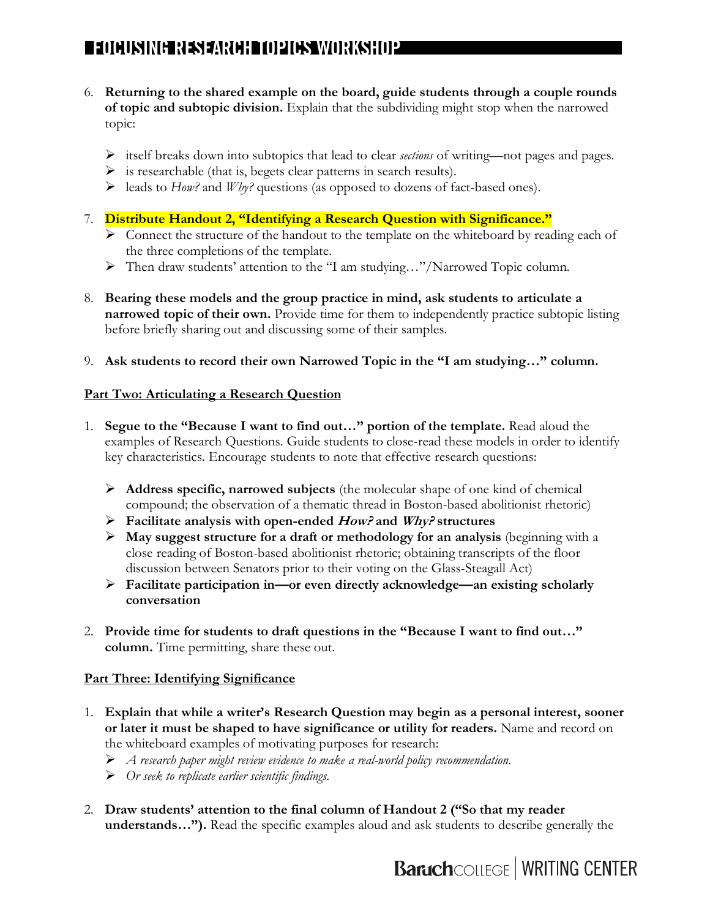6. **Returning to the shared example on the board, guide students through a couple rounds of topic and subtopic division.** Explain that the subdividing might stop when the narrowed topic:

   - itself breaks down into subtopics that lead to clear *sections* of writing—not pages and pages.
   - is researchable (that is, begets clear patterns in search results).
   - leads to *How?* and *Why?* questions (as opposed to dozens of fact-based ones).

7. **Distribute Handout 2, "Identifying a Research Question with Significance."**
   - Connect the structure of the handout to the template on the whiteboard by reading each of the three completions of the template.
   - Then draw students' attention to the "I am studying…"/Narrowed Topic column.

8. **Bearing these models and the group practice in mind, ask students to articulate a narrowed topic of their own.** Provide time for them to independently practice subtopic listing before briefly sharing out and discussing some of their samples.

9. **Ask students to record their own Narrowed Topic in the "I am studying…" column.**

## Part Two: Articulating a Research Question

1. **Segue to the "Because I want to find out…" portion of the template.** Read aloud the examples of Research Questions. Guide students to close-read these models in order to identify key characteristics. Encourage students to note that effective research questions:

   - **Address specific, narrowed subjects** (the molecular shape of one kind of chemical compound; the observation of a thematic thread in Boston-based abolitionist rhetoric)
   - **Facilitate analysis with open-ended *How?* and *Why?* structures**
   - **May suggest structure for a draft or methodology for an analysis** (beginning with a close reading of Boston-based abolitionist rhetoric; obtaining transcripts of the floor discussion between Senators prior to their voting on the Glass-Steagall Act)
   - **Facilitate participation in—or even directly acknowledge—an existing scholarly conversation**

2. **Provide time for students to draft questions in the "Because I want to find out…" column.** Time permitting, share these out.

## Part Three: Identifying Significance

1. **Explain that while a writer's Research Question may begin as a personal interest, sooner or later it must be shaped to have significance or utility for readers.** Name and record on the whiteboard examples of motivating purposes for research:
   - *A research paper might review evidence to make a real-world policy recommendation.*
   - *Or seek to replicate earlier scientific findings.*

2. **Draw students' attention to the final column of Handout 2 ("So that my reader understands…").** Read the specific examples aloud and ask students to describe generally the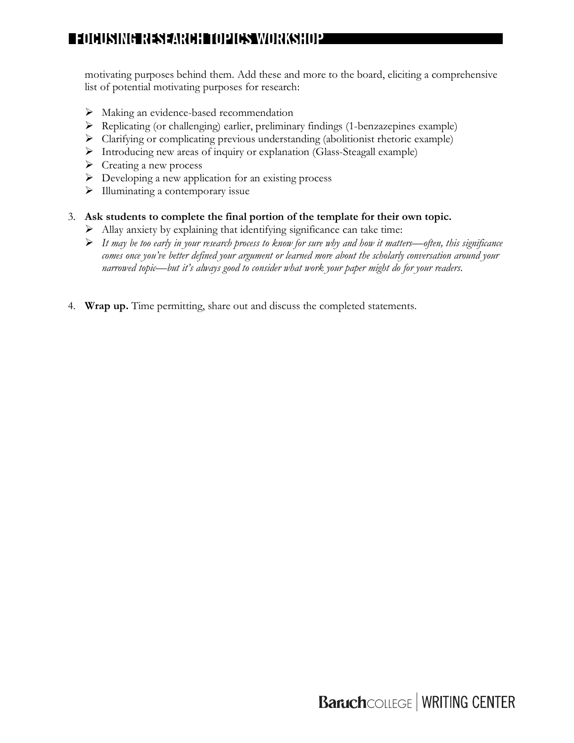motivating purposes behind them. Add these and more to the board, eliciting a comprehensive list of potential motivating purposes for research:

- Making an evidence-based recommendation
- Replicating (or challenging) earlier, preliminary findings (1-benzazepines example)
- Clarifying or complicating previous understanding (abolitionist rhetoric example)
- Introducing new areas of inquiry or explanation (Glass-Steagall example)
- Creating a new process
- Developing a new application for an existing process
- Illuminating a contemporary issue

3. **Ask students to complete the final portion of the template for their own topic.**
   - Allay anxiety by explaining that identifying significance can take time:
   - *It may be too early in your research process to know for sure why and how it matters—often, this significance comes once you've better defined your argument or learned more about the scholarly conversation around your narrowed topic—but it's always good to consider what work your paper might do for your readers.*

4. **Wrap up.** Time permitting, share out and discuss the completed statements.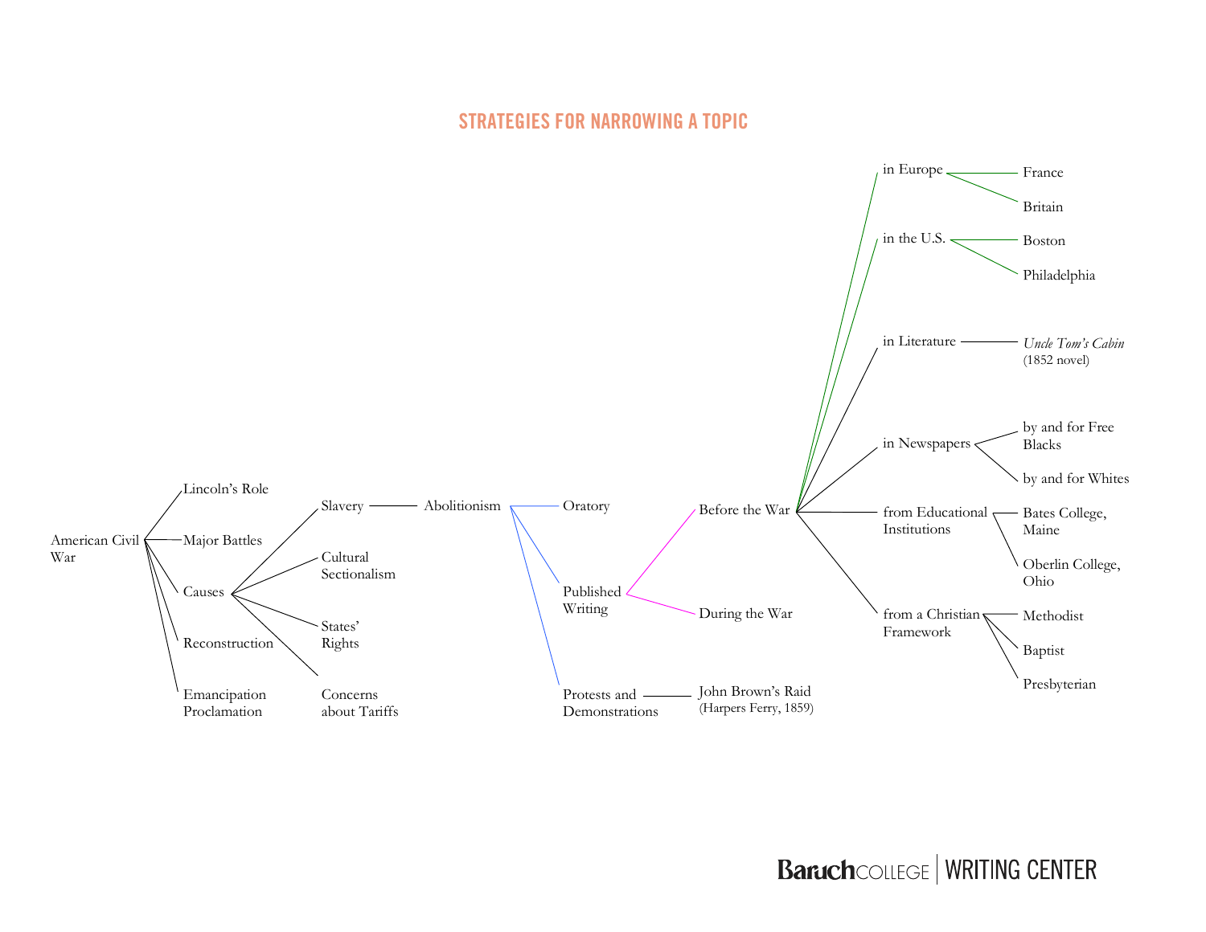# STRATEGIES FOR NARROWING A TOPIC

- American Civil War
  - Lincoln's Role
  - Major Battles
  - Causes
    - Slavery
      - Abolitionism
        - Oratory
        - Published Writing
          - Before the War
            - in Europe
              - France
              - Britain
            - in the U.S.
              - Boston
              - Philadelphia
            - in Literature
              - *Uncle Tom's Cabin* (1852 novel)
            - in Newspapers
              - by and for Free Blacks
              - by and for Whites
            - from Educational Institutions
              - Bates College, Maine
              - Oberlin College, Ohio
            - from a Christian Framework
              - Methodist
              - Baptist
              - Presbyterian
          - During the War
        - Protests and Demonstrations
          - John Brown's Raid (Harpers Ferry, 1859)
    - Cultural Sectionalism
    - States' Rights
    - Concerns about Tariffs
  - Reconstruction
  - Emancipation Proclamation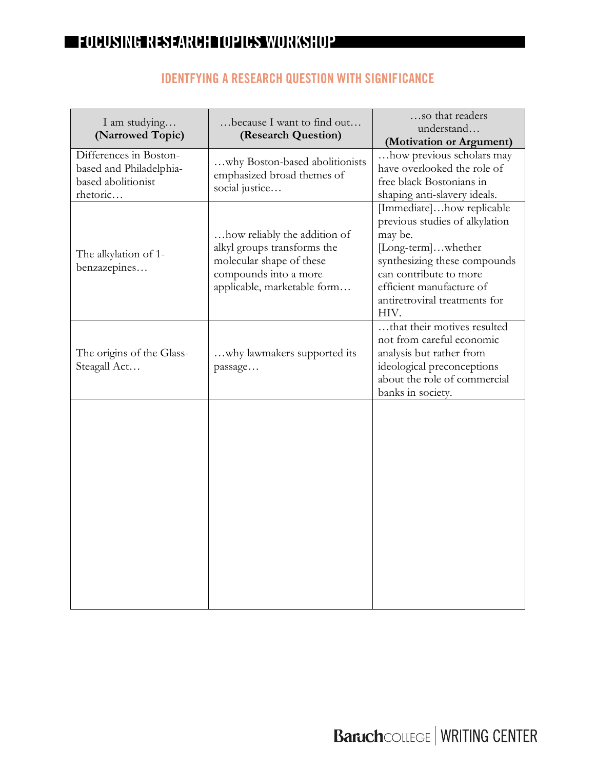# FOCUSING RESEARCH TOPICS WORKSHOP

## IDENTFYING A RESEARCH QUESTION WITH SIGNIFICANCE

| I am studying… **(Narrowed Topic)** | …because I want to find out… **(Research Question)** | …so that readers understand… **(Motivation or Argument)** |
|---|---|---|
| Differences in Boston-based and Philadelphia-based abolitionist rhetoric… | …why Boston-based abolitionists emphasized broad themes of social justice… | …how previous scholars may have overlooked the role of free black Bostonians in shaping anti-slavery ideals. |
| The alkylation of 1-benzazepines… | …how reliably the addition of alkyl groups transforms the molecular shape of these compounds into a more applicable, marketable form… | [Immediate]…how replicable previous studies of alkylation may be. [Long-term]…whether synthesizing these compounds can contribute to more efficient manufacture of antiretroviral treatments for HIV. |
| The origins of the Glass-Steagall Act… | …why lawmakers supported its passage… | …that their motives resulted not from careful economic analysis but rather from ideological preconceptions about the role of commercial banks in society. |
| | | |